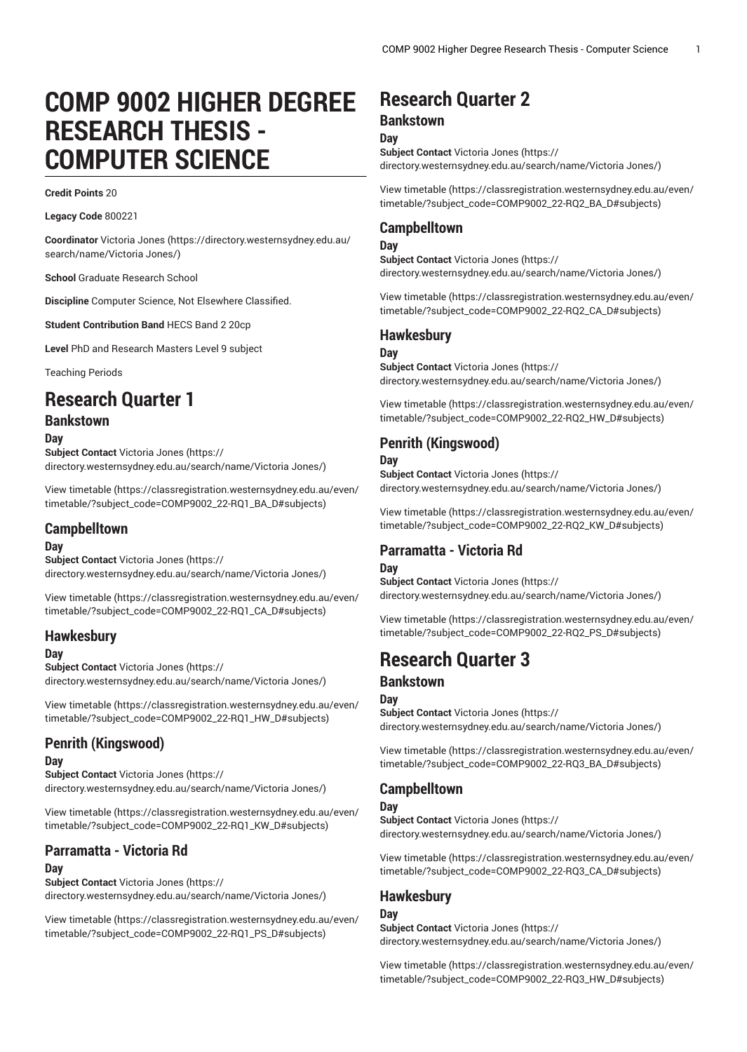# COMP 9002 HIGHER DEGREE RESEARCH THESIS - COMPUTER SCIENCE

**Credit Points** 20

**Legacy Code** 800221

**Coordinator** Victoria Jones (https://directory.westernsydney.edu.au/search/name/Victoria Jones/)

**School** Graduate Research School

**Discipline** Computer Science, Not Elsewhere Classified.

**Student Contribution Band** HECS Band 2 20cp

**Level** PhD and Research Masters Level 9 subject

Teaching Periods

# Research Quarter 1

## Bankstown

### Day

**Subject Contact** Victoria Jones (https://directory.westernsydney.edu.au/search/name/Victoria Jones/)

View timetable (https://classregistration.westernsydney.edu.au/even/timetable/?subject_code=COMP9002_22-RQ1_BA_D#subjects)

## Campbelltown

### Day

**Subject Contact** Victoria Jones (https://directory.westernsydney.edu.au/search/name/Victoria Jones/)

View timetable (https://classregistration.westernsydney.edu.au/even/timetable/?subject_code=COMP9002_22-RQ1_CA_D#subjects)

## Hawkesbury

### Day

**Subject Contact** Victoria Jones (https://directory.westernsydney.edu.au/search/name/Victoria Jones/)

View timetable (https://classregistration.westernsydney.edu.au/even/timetable/?subject_code=COMP9002_22-RQ1_HW_D#subjects)

## Penrith (Kingswood)

### Day

**Subject Contact** Victoria Jones (https://directory.westernsydney.edu.au/search/name/Victoria Jones/)

View timetable (https://classregistration.westernsydney.edu.au/even/timetable/?subject_code=COMP9002_22-RQ1_KW_D#subjects)

## Parramatta - Victoria Rd

### Day

**Subject Contact** Victoria Jones (https://directory.westernsydney.edu.au/search/name/Victoria Jones/)

View timetable (https://classregistration.westernsydney.edu.au/even/timetable/?subject_code=COMP9002_22-RQ1_PS_D#subjects)

# Research Quarter 2

## Bankstown

### Day

**Subject Contact** Victoria Jones (https://directory.westernsydney.edu.au/search/name/Victoria Jones/)

View timetable (https://classregistration.westernsydney.edu.au/even/timetable/?subject_code=COMP9002_22-RQ2_BA_D#subjects)

## Campbelltown

### Day

**Subject Contact** Victoria Jones (https://directory.westernsydney.edu.au/search/name/Victoria Jones/)

View timetable (https://classregistration.westernsydney.edu.au/even/timetable/?subject_code=COMP9002_22-RQ2_CA_D#subjects)

## Hawkesbury

### Day

**Subject Contact** Victoria Jones (https://directory.westernsydney.edu.au/search/name/Victoria Jones/)

View timetable (https://classregistration.westernsydney.edu.au/even/timetable/?subject_code=COMP9002_22-RQ2_HW_D#subjects)

## Penrith (Kingswood)

### Day

**Subject Contact** Victoria Jones (https://directory.westernsydney.edu.au/search/name/Victoria Jones/)

View timetable (https://classregistration.westernsydney.edu.au/even/timetable/?subject_code=COMP9002_22-RQ2_KW_D#subjects)

## Parramatta - Victoria Rd

### Day

**Subject Contact** Victoria Jones (https://directory.westernsydney.edu.au/search/name/Victoria Jones/)

View timetable (https://classregistration.westernsydney.edu.au/even/timetable/?subject_code=COMP9002_22-RQ2_PS_D#subjects)

# Research Quarter 3

## Bankstown

### Day

**Subject Contact** Victoria Jones (https://directory.westernsydney.edu.au/search/name/Victoria Jones/)

View timetable (https://classregistration.westernsydney.edu.au/even/timetable/?subject_code=COMP9002_22-RQ3_BA_D#subjects)

## Campbelltown

### Day

**Subject Contact** Victoria Jones (https://directory.westernsydney.edu.au/search/name/Victoria Jones/)

View timetable (https://classregistration.westernsydney.edu.au/even/timetable/?subject_code=COMP9002_22-RQ3_CA_D#subjects)

## Hawkesbury

### Day

**Subject Contact** Victoria Jones (https://directory.westernsydney.edu.au/search/name/Victoria Jones/)

View timetable (https://classregistration.westernsydney.edu.au/even/timetable/?subject_code=COMP9002_22-RQ3_HW_D#subjects)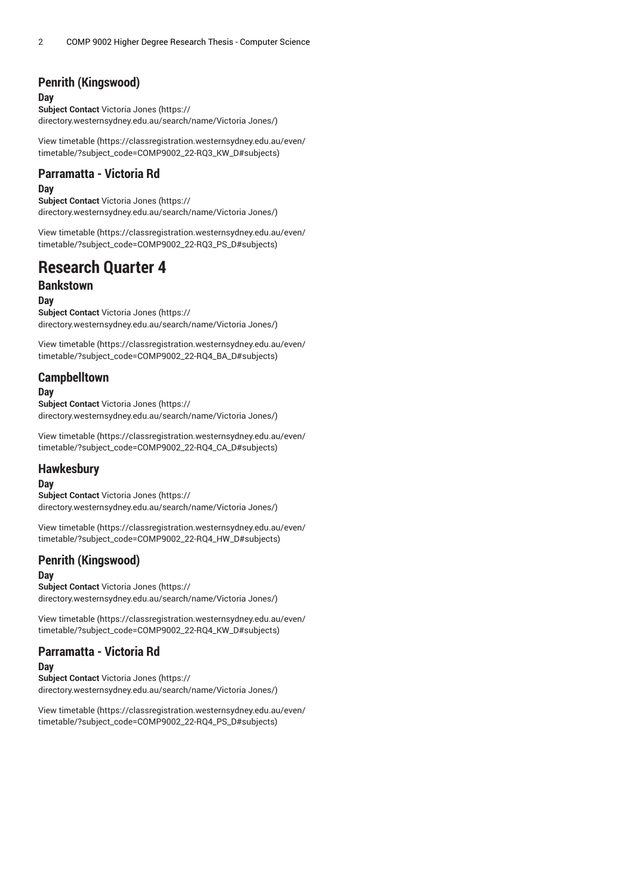### Penrith (Kingswood)

#### Day

**Subject Contact** Victoria Jones (https://directory.westernsydney.edu.au/search/name/Victoria Jones/)

View timetable (https://classregistration.westernsydney.edu.au/even/timetable/?subject_code=COMP9002_22-RQ3_KW_D#subjects)

### Parramatta - Victoria Rd

#### Day

**Subject Contact** Victoria Jones (https://directory.westernsydney.edu.au/search/name/Victoria Jones/)

View timetable (https://classregistration.westernsydney.edu.au/even/timetable/?subject_code=COMP9002_22-RQ3_PS_D#subjects)

## Research Quarter 4

### Bankstown

#### Day

**Subject Contact** Victoria Jones (https://directory.westernsydney.edu.au/search/name/Victoria Jones/)

View timetable (https://classregistration.westernsydney.edu.au/even/timetable/?subject_code=COMP9002_22-RQ4_BA_D#subjects)

### Campbelltown

#### Day

**Subject Contact** Victoria Jones (https://directory.westernsydney.edu.au/search/name/Victoria Jones/)

View timetable (https://classregistration.westernsydney.edu.au/even/timetable/?subject_code=COMP9002_22-RQ4_CA_D#subjects)

### Hawkesbury

#### Day

**Subject Contact** Victoria Jones (https://directory.westernsydney.edu.au/search/name/Victoria Jones/)

View timetable (https://classregistration.westernsydney.edu.au/even/timetable/?subject_code=COMP9002_22-RQ4_HW_D#subjects)

### Penrith (Kingswood)

#### Day

**Subject Contact** Victoria Jones (https://directory.westernsydney.edu.au/search/name/Victoria Jones/)

View timetable (https://classregistration.westernsydney.edu.au/even/timetable/?subject_code=COMP9002_22-RQ4_KW_D#subjects)

### Parramatta - Victoria Rd

#### Day

**Subject Contact** Victoria Jones (https://directory.westernsydney.edu.au/search/name/Victoria Jones/)

View timetable (https://classregistration.westernsydney.edu.au/even/timetable/?subject_code=COMP9002_22-RQ4_PS_D#subjects)